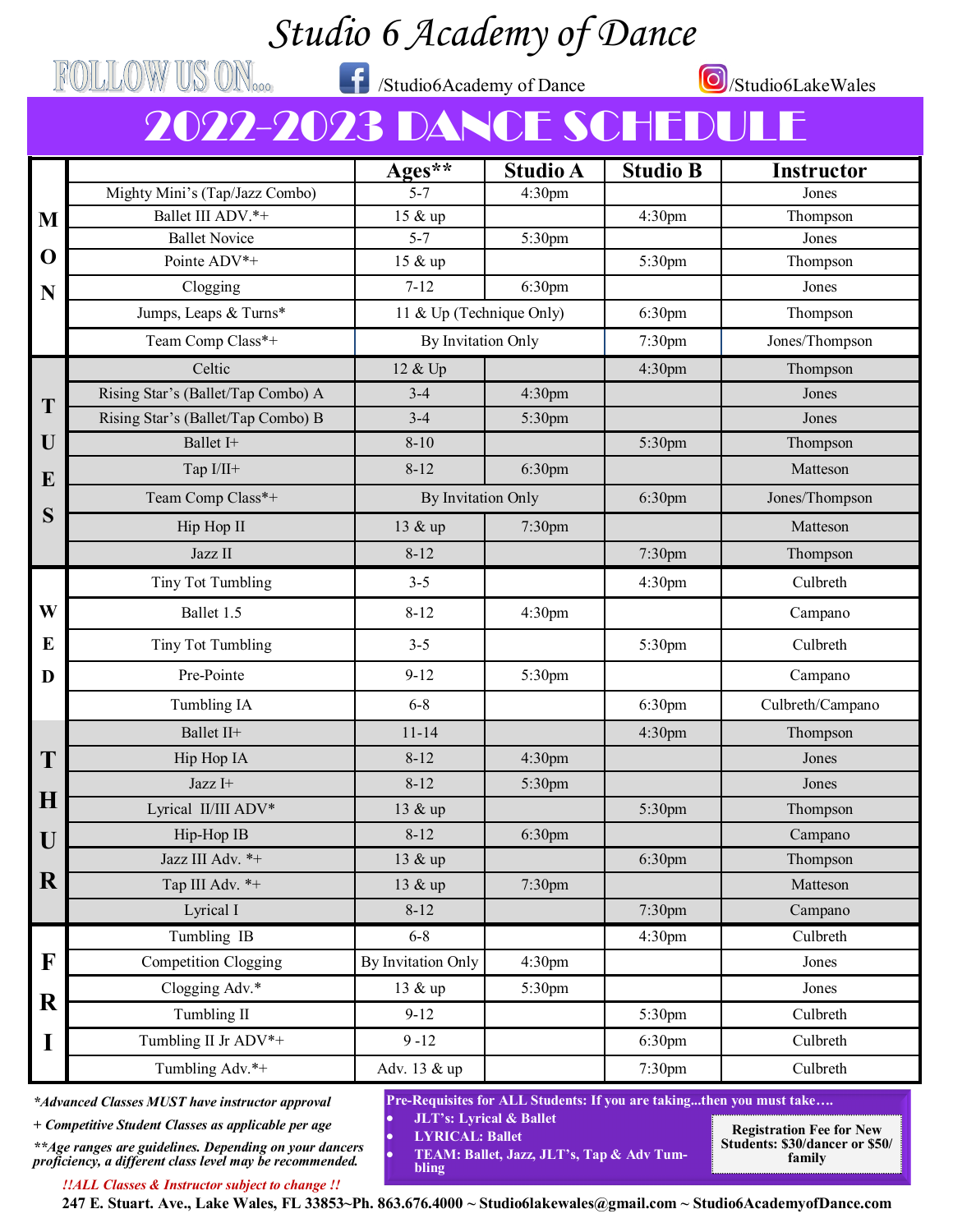# Studio 6 Academy of Dance

FOLLOW US ON... /Studio6Academy of Dance /Studio6LakeWales

## 2022-2023 DANCE SCHEDULE

| Day | Class | Ages** | Studio A | Studio B | Instructor |
|---|---|---|---|---|---|
| MON | Mighty Mini's (Tap/Jazz Combo) | 5-7 | 4:30pm | | Jones |
| | Ballet III ADV.*+ | 15 & up | | 4:30pm | Thompson |
| | Ballet Novice | 5-7 | 5:30pm | | Jones |
| | Pointe ADV*+ | 15 & up | | 5:30pm | Thompson |
| | Clogging | 7-12 | 6:30pm | | Jones |
| | Jumps, Leaps & Turns* | 11 & Up (Technique Only) | | 6:30pm | Thompson |
| | Team Comp Class*+ | By Invitation Only | | 7:30pm | Jones/Thompson |
| TUES | Celtic | 12 & Up | | 4:30pm | Thompson |
| | Rising Star's (Ballet/Tap Combo) A | 3-4 | 4:30pm | | Jones |
| | Rising Star's (Ballet/Tap Combo) B | 3-4 | 5:30pm | | Jones |
| | Ballet I+ | 8-10 | | 5:30pm | Thompson |
| | Tap I/II+ | 8-12 | 6:30pm | | Matteson |
| | Team Comp Class*+ | By Invitation Only | | 6:30pm | Jones/Thompson |
| | Hip Hop II | 13 & up | 7:30pm | | Matteson |
| | Jazz II | 8-12 | | 7:30pm | Thompson |
| WED | Tiny Tot Tumbling | 3-5 | | 4:30pm | Culbreth |
| | Ballet 1.5 | 8-12 | 4:30pm | | Campano |
| | Tiny Tot Tumbling | 3-5 | | 5:30pm | Culbreth |
| | Pre-Pointe | 9-12 | 5:30pm | | Campano |
| | Tumbling IA | 6-8 | | 6:30pm | Culbreth/Campano |
| THUR | Ballet II+ | 11-14 | | 4:30pm | Thompson |
| | Hip Hop IA | 8-12 | 4:30pm | | Jones |
| | Jazz I+ | 8-12 | 5:30pm | | Jones |
| | Lyrical II/III ADV* | 13 & up | | 5:30pm | Thompson |
| | Hip-Hop IB | 8-12 | 6:30pm | | Campano |
| | Jazz III Adv. *+ | 13 & up | | 6:30pm | Thompson |
| | Tap III Adv. *+ | 13 & up | 7:30pm | | Matteson |
| | Lyrical I | 8-12 | | 7:30pm | Campano |
| FRI | Tumbling IB | 6-8 | | 4:30pm | Culbreth |
| | Competition Clogging | By Invitation Only | 4:30pm | | Jones |
| | Clogging Adv.* | 13 & up | 5:30pm | | Jones |
| | Tumbling II | 9-12 | | 5:30pm | Culbreth |
| | Tumbling II Jr ADV*+ | 9 -12 | | 6:30pm | Culbreth |
| | Tumbling Adv.*+ | Adv. 13 & up | | 7:30pm | Culbreth |

*\*Advanced Classes MUST have instructor approval*

*+ Competitive Student Classes as applicable per age*

*\*\*Age ranges are guidelines. Depending on your dancers proficiency, a different class level may be recommended.*

***!!ALL Classes & Instructor subject to change !!***

**Pre-Requisites for ALL Students: If you are taking...then you must take….**

- **JLT's: Lyrical & Ballet**
- **LYRICAL: Ballet**
- **TEAM: Ballet, Jazz, JLT's, Tap & Adv Tumbling**

**Registration Fee for New Students: $30/dancer or $50/ family**

**247 E. Stuart. Ave., Lake Wales, FL 33853~Ph. 863.676.4000 ~ Studio6lakewales@gmail.com ~ Studio6AcademyofDance.com**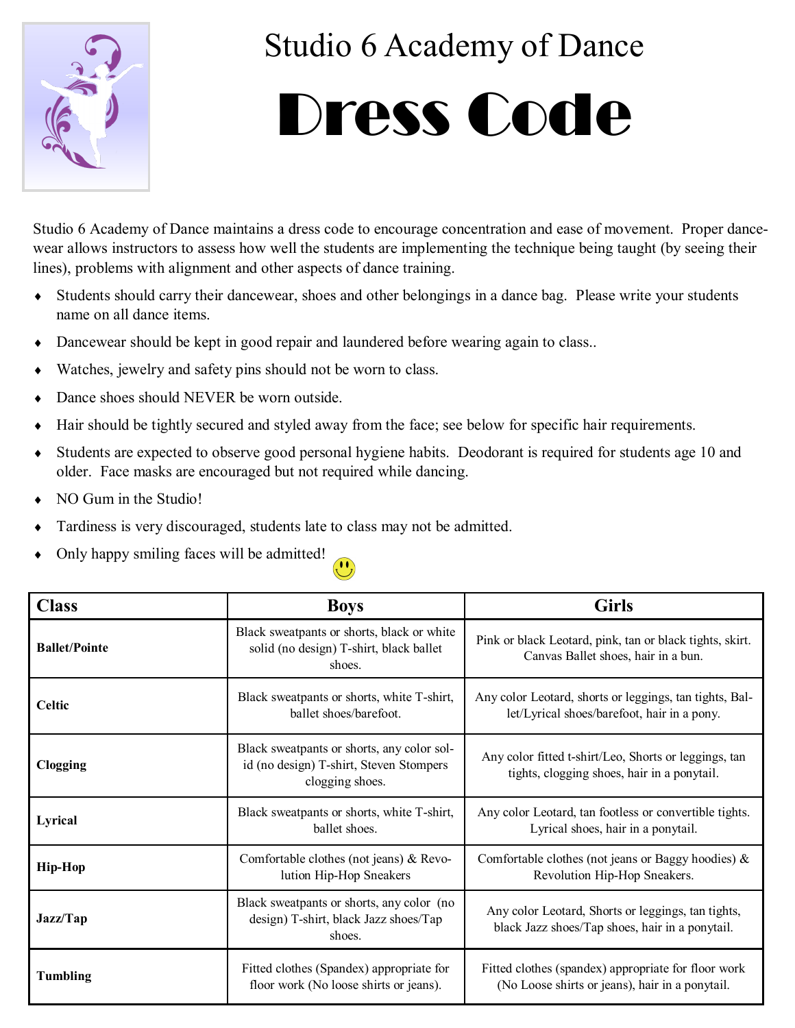# Studio 6 Academy of Dance

# Dress Code

Studio 6 Academy of Dance maintains a dress code to encourage concentration and ease of movement. Proper dancewear allows instructors to assess how well the students are implementing the technique being taught (by seeing their lines), problems with alignment and other aspects of dance training.

- Students should carry their dancewear, shoes and other belongings in a dance bag. Please write your students name on all dance items.
- Dancewear should be kept in good repair and laundered before wearing again to class..
- Watches, jewelry and safety pins should not be worn to class.
- Dance shoes should NEVER be worn outside.
- Hair should be tightly secured and styled away from the face; see below for specific hair requirements.
- Students are expected to observe good personal hygiene habits. Deodorant is required for students age 10 and older. Face masks are encouraged but not required while dancing.
- NO Gum in the Studio!
- Tardiness is very discouraged, students late to class may not be admitted.
- Only happy smiling faces will be admitted!

| Class | Boys | Girls |
|---|---|---|
| **Ballet/Pointe** | Black sweatpants or shorts, black or white solid (no design) T-shirt, black ballet shoes. | Pink or black Leotard, pink, tan or black tights, skirt. Canvas Ballet shoes, hair in a bun. |
| **Celtic** | Black sweatpants or shorts, white T-shirt, ballet shoes/barefoot. | Any color Leotard, shorts or leggings, tan tights, Ballet/Lyrical shoes/barefoot, hair in a pony. |
| **Clogging** | Black sweatpants or shorts, any color solid (no design) T-shirt, Steven Stompers clogging shoes. | Any color fitted t-shirt/Leo, Shorts or leggings, tan tights, clogging shoes, hair in a ponytail. |
| **Lyrical** | Black sweatpants or shorts, white T-shirt, ballet shoes. | Any color Leotard, tan footless or convertible tights. Lyrical shoes, hair in a ponytail. |
| **Hip-Hop** | Comfortable clothes (not jeans) & Revolution Hip-Hop Sneakers | Comfortable clothes (not jeans or Baggy hoodies) & Revolution Hip-Hop Sneakers. |
| **Jazz/Tap** | Black sweatpants or shorts, any color (no design) T-shirt, black Jazz shoes/Tap shoes. | Any color Leotard, Shorts or leggings, tan tights, black Jazz shoes/Tap shoes, hair in a ponytail. |
| **Tumbling** | Fitted clothes (Spandex) appropriate for floor work (No loose shirts or jeans). | Fitted clothes (spandex) appropriate for floor work (No Loose shirts or jeans), hair in a ponytail. |